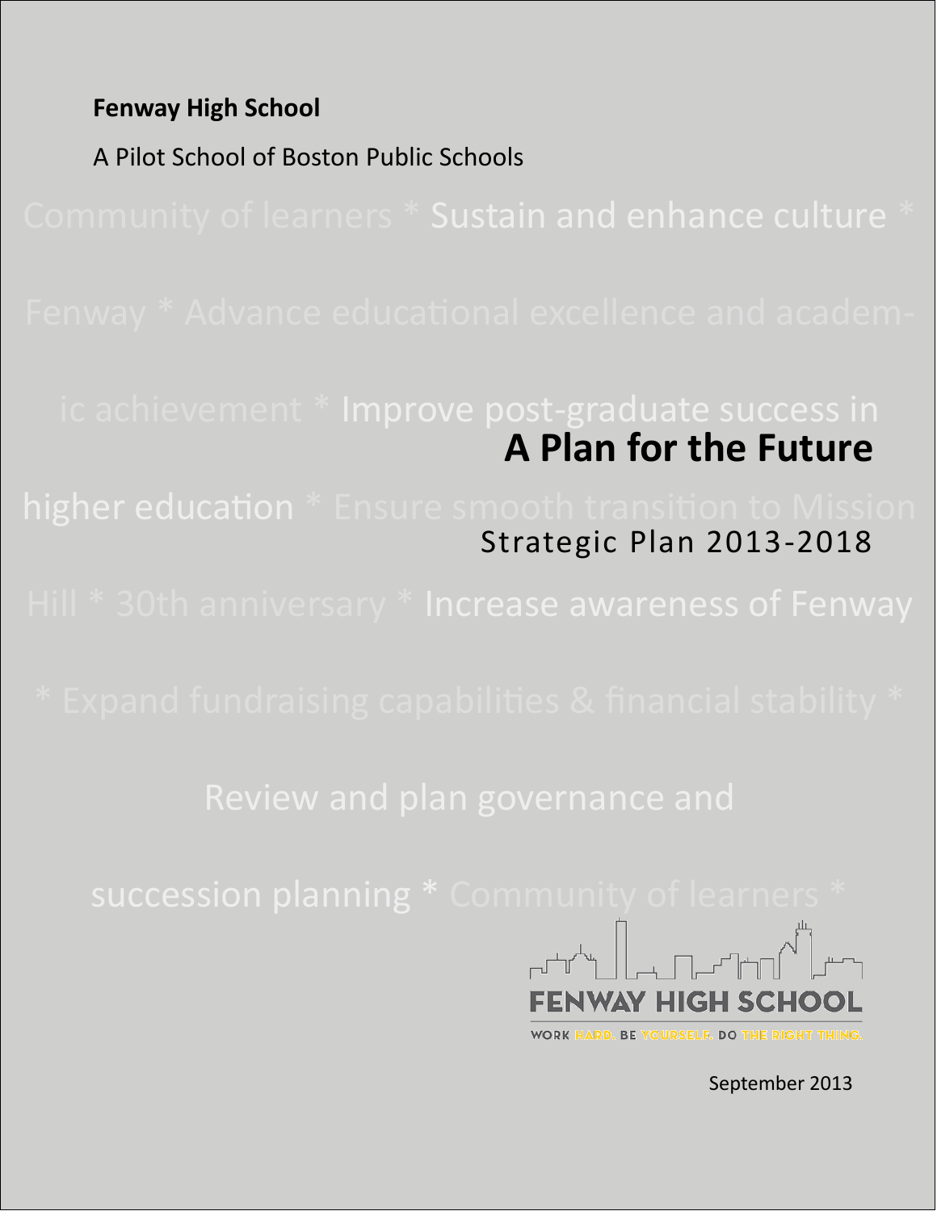**Fenway High School**

A Pilot School of Boston Public Schools

Community of learners * Sustain and enhance culture * Fenway * Advance educational excellence and academic achievement * Improve post-graduate success in higher education * Ensure smooth transition to Mission Hill * 30th anniversary * Increase awareness of Fenway * Expand fundraising capabilities & financial stability * Review and plan governance and succession planning * Community of learners *

# A Plan for the Future

## Strategic Plan 2013-2018

FENWAY HIGH SCHOOL

WORK HARD. BE YOURSELF. DO THE RIGHT THING.

September 2013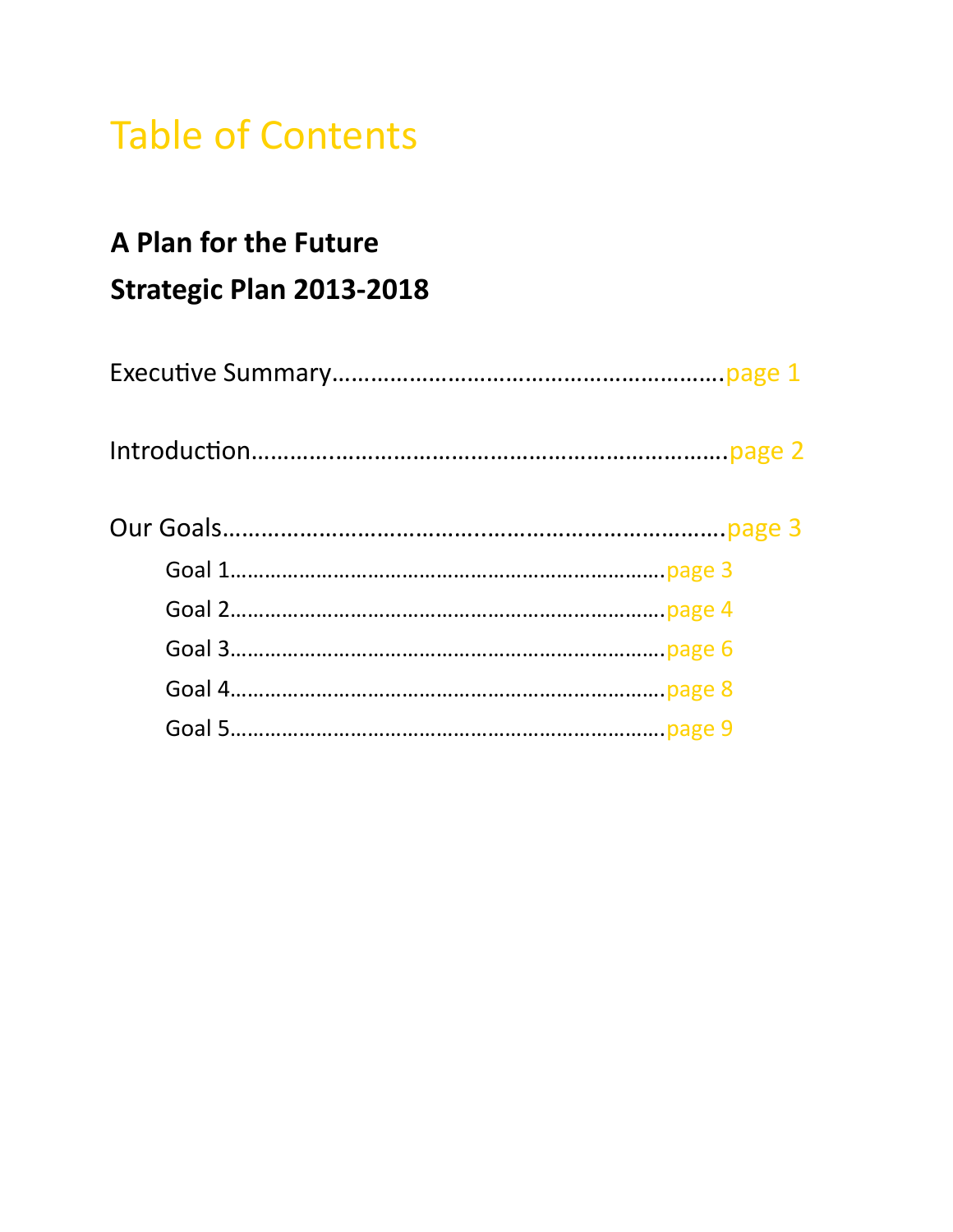# Table of Contents

**A Plan for the Future**

**Strategic Plan 2013-2018**

Executive Summary…………………………………………………page 1

Introduction……………………………………………………………page 2

Our Goals………………………………………………………………page 3

- Goal 1……………………………………………………………page 3
- Goal 2……………………………………………………………page 4
- Goal 3……………………………………………………………page 6
- Goal 4……………………………………………………………page 8
- Goal 5……………………………………………………………page 9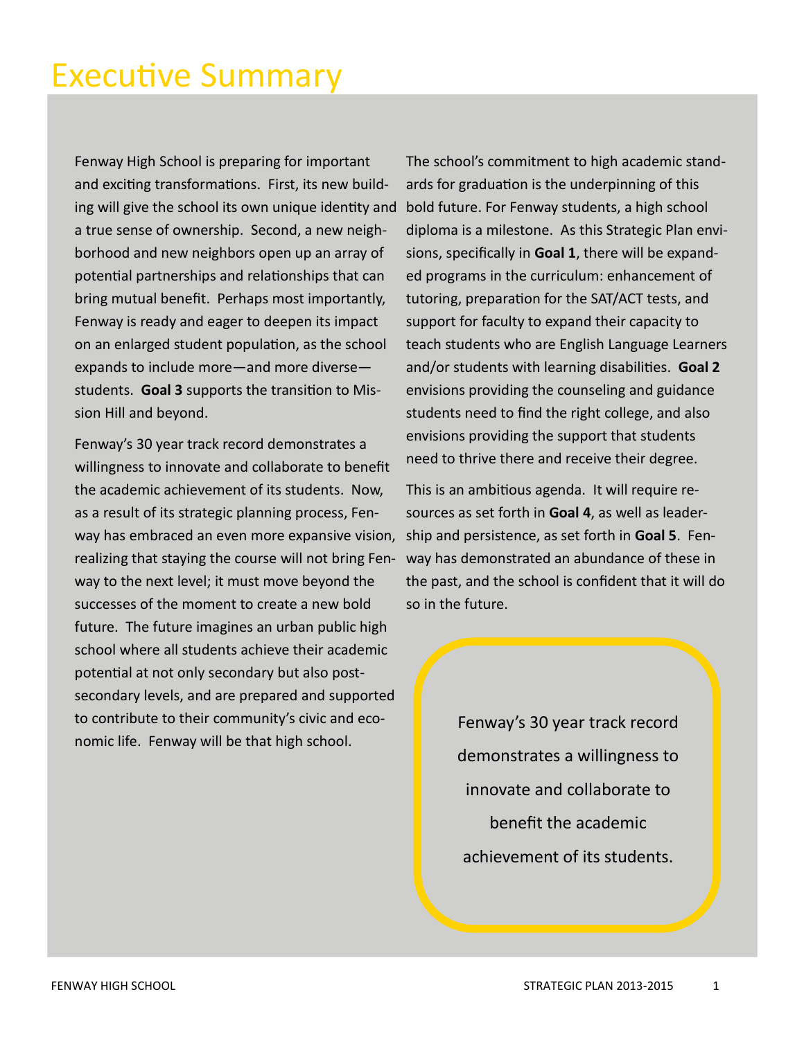# Executive Summary

Fenway High School is preparing for important and exciting transformations. First, its new building will give the school its own unique identity and a true sense of ownership. Second, a new neighborhood and new neighbors open up an array of potential partnerships and relationships that can bring mutual benefit. Perhaps most importantly, Fenway is ready and eager to deepen its impact on an enlarged student population, as the school expands to include more—and more diverse—students. **Goal 3** supports the transition to Mission Hill and beyond.

Fenway's 30 year track record demonstrates a willingness to innovate and collaborate to benefit the academic achievement of its students. Now, as a result of its strategic planning process, Fenway has embraced an even more expansive vision, realizing that staying the course will not bring Fenway to the next level; it must move beyond the successes of the moment to create a new bold future. The future imagines an urban public high school where all students achieve their academic potential at not only secondary but also post-secondary levels, and are prepared and supported to contribute to their community's civic and economic life. Fenway will be that high school.

The school's commitment to high academic standards for graduation is the underpinning of this bold future. For Fenway students, a high school diploma is a milestone. As this Strategic Plan envisions, specifically in **Goal 1**, there will be expanded programs in the curriculum: enhancement of tutoring, preparation for the SAT/ACT tests, and support for faculty to expand their capacity to teach students who are English Language Learners and/or students with learning disabilities. **Goal 2** envisions providing the counseling and guidance students need to find the right college, and also envisions providing the support that students need to thrive there and receive their degree.

This is an ambitious agenda. It will require resources as set forth in **Goal 4**, as well as leadership and persistence, as set forth in **Goal 5**. Fenway has demonstrated an abundance of these in the past, and the school is confident that it will do so in the future.

> Fenway's 30 year track record demonstrates a willingness to innovate and collaborate to benefit the academic achievement of its students.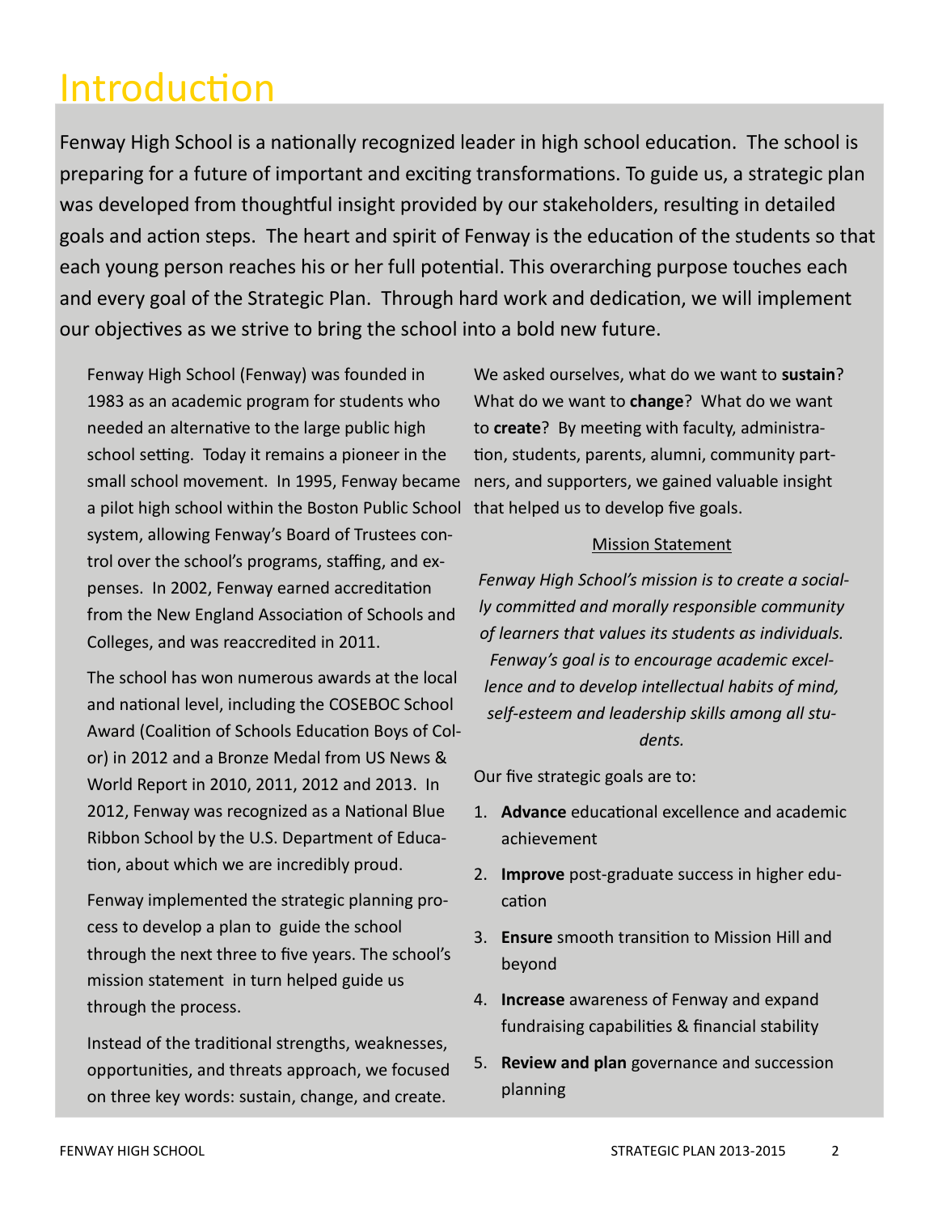# Introduction

Fenway High School is a nationally recognized leader in high school education. The school is preparing for a future of important and exciting transformations. To guide us, a strategic plan was developed from thoughtful insight provided by our stakeholders, resulting in detailed goals and action steps. The heart and spirit of Fenway is the education of the students so that each young person reaches his or her full potential. This overarching purpose touches each and every goal of the Strategic Plan. Through hard work and dedication, we will implement our objectives as we strive to bring the school into a bold new future.

Fenway High School (Fenway) was founded in 1983 as an academic program for students who needed an alternative to the large public high school setting. Today it remains a pioneer in the small school movement. In 1995, Fenway became a pilot high school within the Boston Public School system, allowing Fenway's Board of Trustees control over the school's programs, staffing, and expenses. In 2002, Fenway earned accreditation from the New England Association of Schools and Colleges, and was reaccredited in 2011.

The school has won numerous awards at the local and national level, including the COSEBOC School Award (Coalition of Schools Education Boys of Color) in 2012 and a Bronze Medal from US News & World Report in 2010, 2011, 2012 and 2013. In 2012, Fenway was recognized as a National Blue Ribbon School by the U.S. Department of Education, about which we are incredibly proud.

Fenway implemented the strategic planning process to develop a plan to guide the school through the next three to five years. The school's mission statement in turn helped guide us through the process.

Instead of the traditional strengths, weaknesses, opportunities, and threats approach, we focused on three key words: sustain, change, and create.

We asked ourselves, what do we want to **sustain**? What do we want to **change**? What do we want to **create**? By meeting with faculty, administration, students, parents, alumni, community partners, and supporters, we gained valuable insight that helped us to develop five goals.

Mission Statement

*Fenway High School's mission is to create a socially committed and morally responsible community of learners that values its students as individuals. Fenway's goal is to encourage academic excellence and to develop intellectual habits of mind, self-esteem and leadership skills among all students.*

Our five strategic goals are to:

1. **Advance** educational excellence and academic achievement
2. **Improve** post-graduate success in higher education
3. **Ensure** smooth transition to Mission Hill and beyond
4. **Increase** awareness of Fenway and expand fundraising capabilities & financial stability
5. **Review and plan** governance and succession planning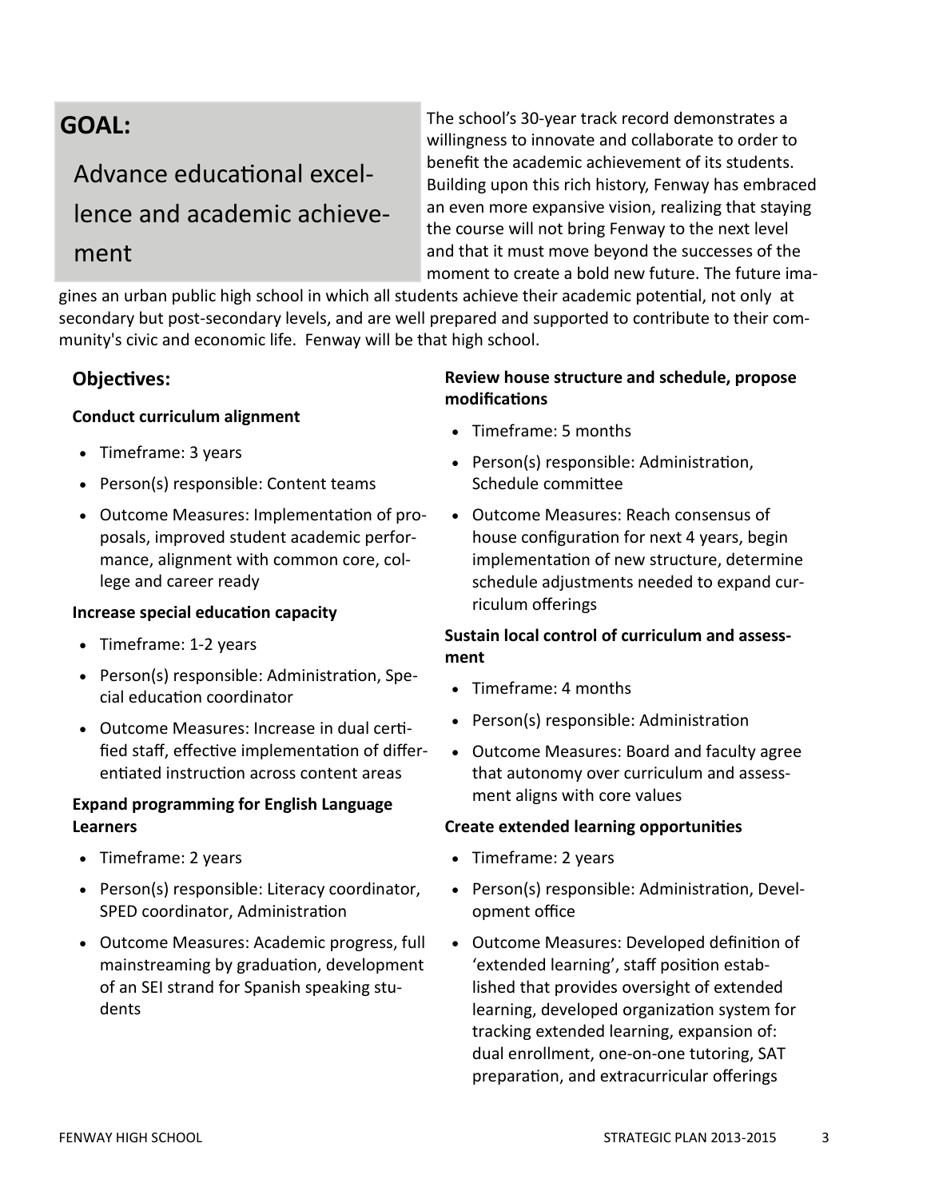## GOAL:

### Advance educational excellence and academic achievement

The school's 30-year track record demonstrates a willingness to innovate and collaborate to order to benefit the academic achievement of its students. Building upon this rich history, Fenway has embraced an even more expansive vision, realizing that staying the course will not bring Fenway to the next level and that it must move beyond the successes of the moment to create a bold new future. The future imagines an urban public high school in which all students achieve their academic potential, not only at secondary but post-secondary levels, and are well prepared and supported to contribute to their community's civic and economic life. Fenway will be that high school.

### Objectives:

**Conduct curriculum alignment**

- Timeframe: 3 years
- Person(s) responsible: Content teams
- Outcome Measures: Implementation of proposals, improved student academic performance, alignment with common core, college and career ready

**Increase special education capacity**

- Timeframe: 1-2 years
- Person(s) responsible: Administration, Special education coordinator
- Outcome Measures: Increase in dual certified staff, effective implementation of differentiated instruction across content areas

**Expand programming for English Language Learners**

- Timeframe: 2 years
- Person(s) responsible: Literacy coordinator, SPED coordinator, Administration
- Outcome Measures: Academic progress, full mainstreaming by graduation, development of an SEI strand for Spanish speaking students

**Review house structure and schedule, propose modifications**

- Timeframe: 5 months
- Person(s) responsible: Administration, Schedule committee
- Outcome Measures: Reach consensus of house configuration for next 4 years, begin implementation of new structure, determine schedule adjustments needed to expand curriculum offerings

**Sustain local control of curriculum and assessment**

- Timeframe: 4 months
- Person(s) responsible: Administration
- Outcome Measures: Board and faculty agree that autonomy over curriculum and assessment aligns with core values

**Create extended learning opportunities**

- Timeframe: 2 years
- Person(s) responsible: Administration, Development office
- Outcome Measures: Developed definition of 'extended learning', staff position established that provides oversight of extended learning, developed organization system for tracking extended learning, expansion of: dual enrollment, one-on-one tutoring, SAT preparation, and extracurricular offerings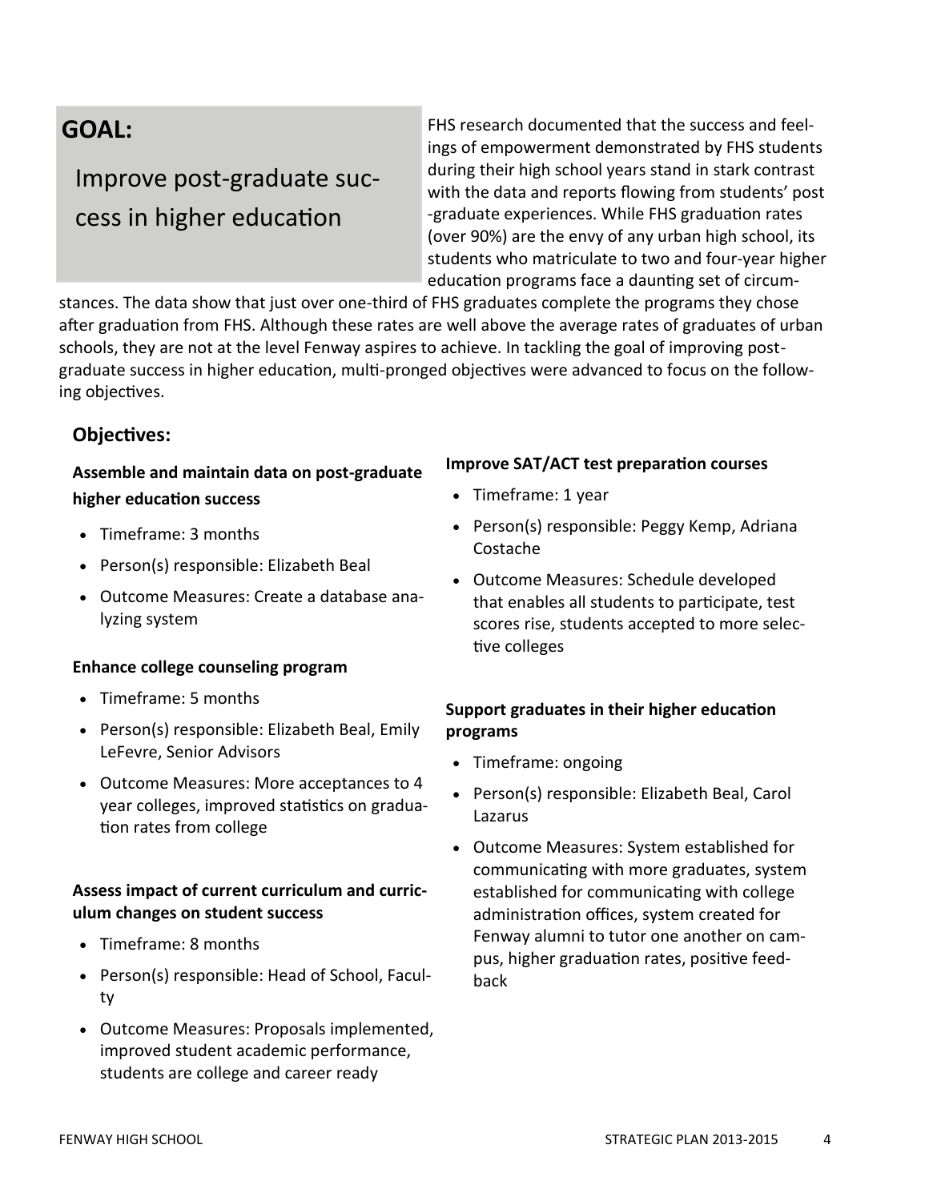## GOAL:

Improve post-graduate success in higher education

FHS research documented that the success and feelings of empowerment demonstrated by FHS students during their high school years stand in stark contrast with the data and reports flowing from students' post-graduate experiences. While FHS graduation rates (over 90%) are the envy of any urban high school, its students who matriculate to two and four-year higher education programs face a daunting set of circumstances. The data show that just over one-third of FHS graduates complete the programs they chose after graduation from FHS. Although these rates are well above the average rates of graduates of urban schools, they are not at the level Fenway aspires to achieve. In tackling the goal of improving post-graduate success in higher education, multi-pronged objectives were advanced to focus on the following objectives.

### Objectives:

**Assemble and maintain data on post-graduate higher education success**

- Timeframe: 3 months
- Person(s) responsible: Elizabeth Beal
- Outcome Measures: Create a database analyzing system

**Enhance college counseling program**

- Timeframe: 5 months
- Person(s) responsible: Elizabeth Beal, Emily LeFevre, Senior Advisors
- Outcome Measures: More acceptances to 4 year colleges, improved statistics on graduation rates from college

**Assess impact of current curriculum and curriculum changes on student success**

- Timeframe: 8 months
- Person(s) responsible: Head of School, Faculty
- Outcome Measures: Proposals implemented, improved student academic performance, students are college and career ready

**Improve SAT/ACT test preparation courses**

- Timeframe: 1 year
- Person(s) responsible: Peggy Kemp, Adriana Costache
- Outcome Measures: Schedule developed that enables all students to participate, test scores rise, students accepted to more selective colleges

**Support graduates in their higher education programs**

- Timeframe: ongoing
- Person(s) responsible: Elizabeth Beal, Carol Lazarus
- Outcome Measures: System established for communicating with more graduates, system established for communicating with college administration offices, system created for Fenway alumni to tutor one another on campus, higher graduation rates, positive feedback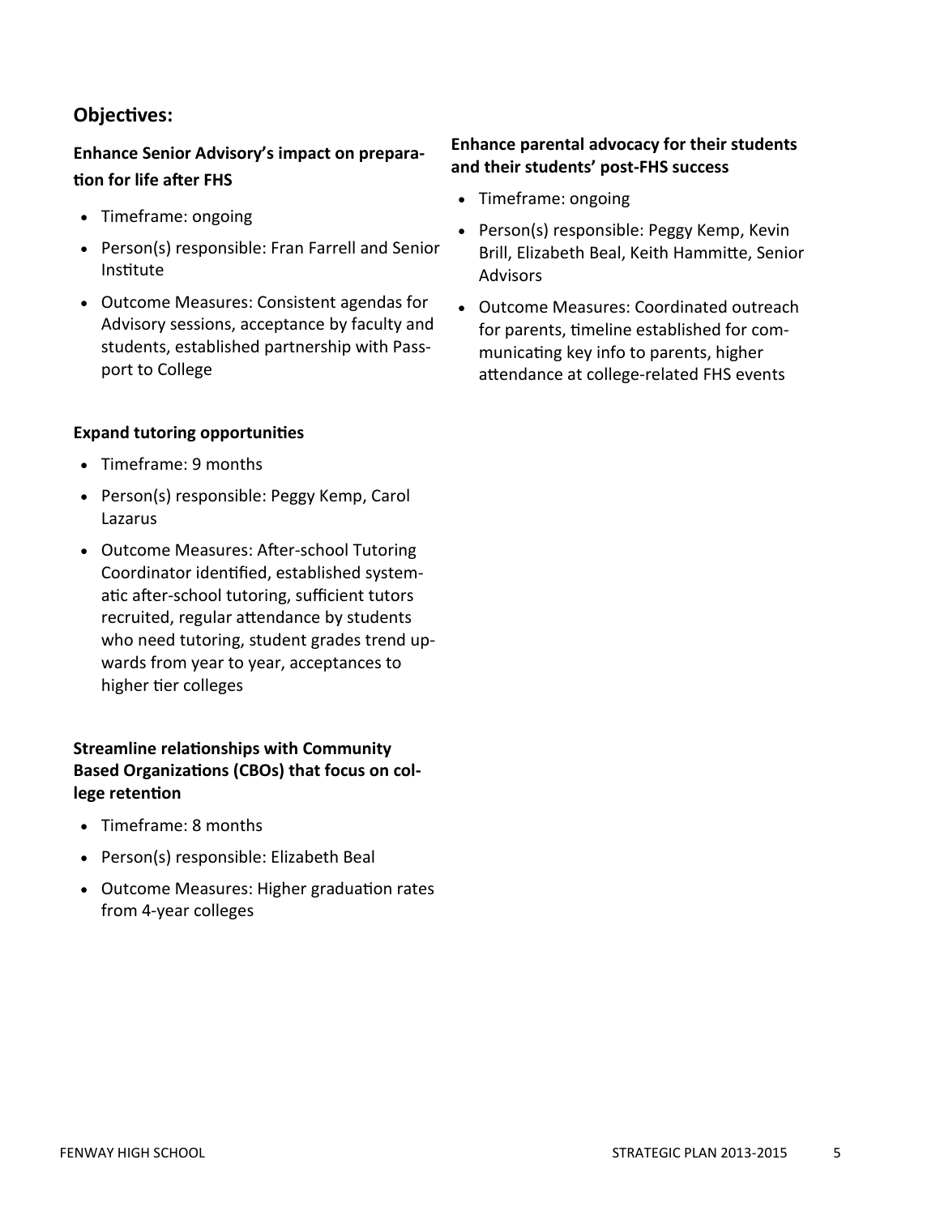## Objectives:

### Enhance Senior Advisory's impact on preparation for life after FHS

- Timeframe: ongoing
- Person(s) responsible: Fran Farrell and Senior Institute
- Outcome Measures: Consistent agendas for Advisory sessions, acceptance by faculty and students, established partnership with Passport to College

### Expand tutoring opportunities

- Timeframe: 9 months
- Person(s) responsible: Peggy Kemp, Carol Lazarus
- Outcome Measures: After-school Tutoring Coordinator identified, established systematic after-school tutoring, sufficient tutors recruited, regular attendance by students who need tutoring, student grades trend upwards from year to year, acceptances to higher tier colleges

### Streamline relationships with Community Based Organizations (CBOs) that focus on college retention

- Timeframe: 8 months
- Person(s) responsible: Elizabeth Beal
- Outcome Measures: Higher graduation rates from 4-year colleges

### Enhance parental advocacy for their students and their students' post-FHS success

- Timeframe: ongoing
- Person(s) responsible: Peggy Kemp, Kevin Brill, Elizabeth Beal, Keith Hammitte, Senior Advisors
- Outcome Measures: Coordinated outreach for parents, timeline established for communicating key info to parents, higher attendance at college-related FHS events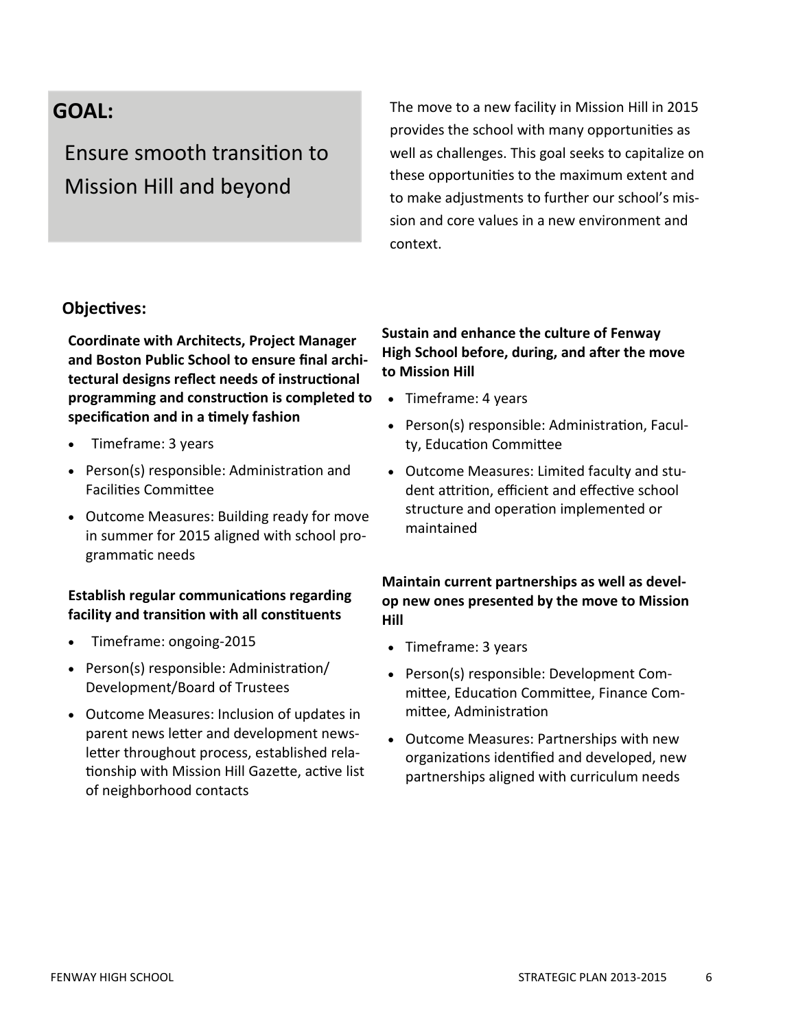## GOAL:

### Ensure smooth transition to Mission Hill and beyond

The move to a new facility in Mission Hill in 2015 provides the school with many opportunities as well as challenges. This goal seeks to capitalize on these opportunities to the maximum extent and to make adjustments to further our school's mission and core values in a new environment and context.

### Objectives:

**Coordinate with Architects, Project Manager and Boston Public School to ensure final architectural designs reflect needs of instructional programming and construction is completed to specification and in a timely fashion**

- Timeframe: 3 years
- Person(s) responsible: Administration and Facilities Committee
- Outcome Measures: Building ready for move in summer for 2015 aligned with school programmatic needs

**Establish regular communications regarding facility and transition with all constituents**

- Timeframe: ongoing-2015
- Person(s) responsible: Administration/ Development/Board of Trustees
- Outcome Measures: Inclusion of updates in parent news letter and development newsletter throughout process, established relationship with Mission Hill Gazette, active list of neighborhood contacts

**Sustain and enhance the culture of Fenway High School before, during, and after the move to Mission Hill**

- Timeframe: 4 years
- Person(s) responsible: Administration, Faculty, Education Committee
- Outcome Measures: Limited faculty and student attrition, efficient and effective school structure and operation implemented or maintained

**Maintain current partnerships as well as develop new ones presented by the move to Mission Hill**

- Timeframe: 3 years
- Person(s) responsible: Development Committee, Education Committee, Finance Committee, Administration
- Outcome Measures: Partnerships with new organizations identified and developed, new partnerships aligned with curriculum needs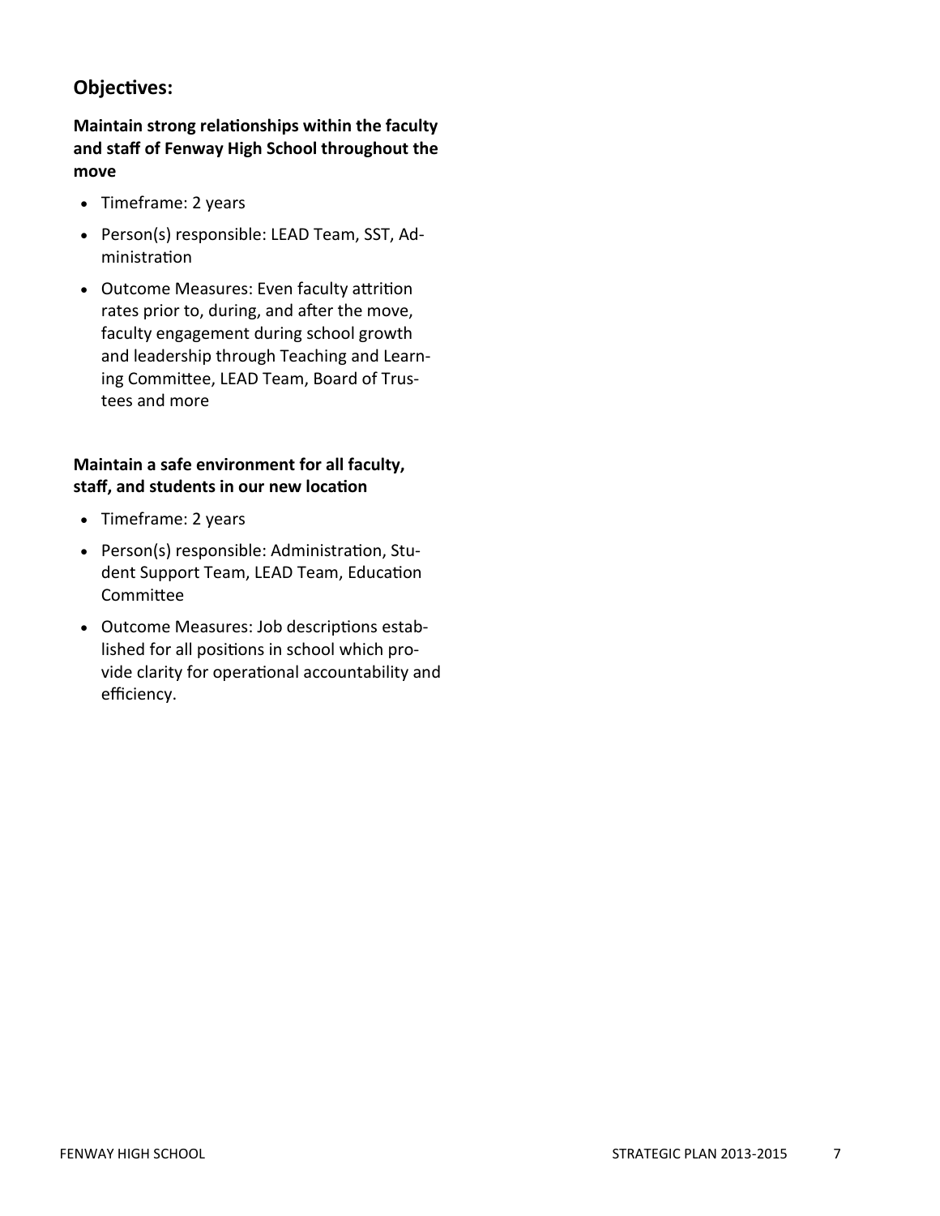## Objectives:

### Maintain strong relationships within the faculty and staff of Fenway High School throughout the move

- Timeframe: 2 years
- Person(s) responsible: LEAD Team, SST, Administration
- Outcome Measures: Even faculty attrition rates prior to, during, and after the move, faculty engagement during school growth and leadership through Teaching and Learning Committee, LEAD Team, Board of Trustees and more

### Maintain a safe environment for all faculty, staff, and students in our new location

- Timeframe: 2 years
- Person(s) responsible: Administration, Student Support Team, LEAD Team, Education Committee
- Outcome Measures: Job descriptions established for all positions in school which provide clarity for operational accountability and efficiency.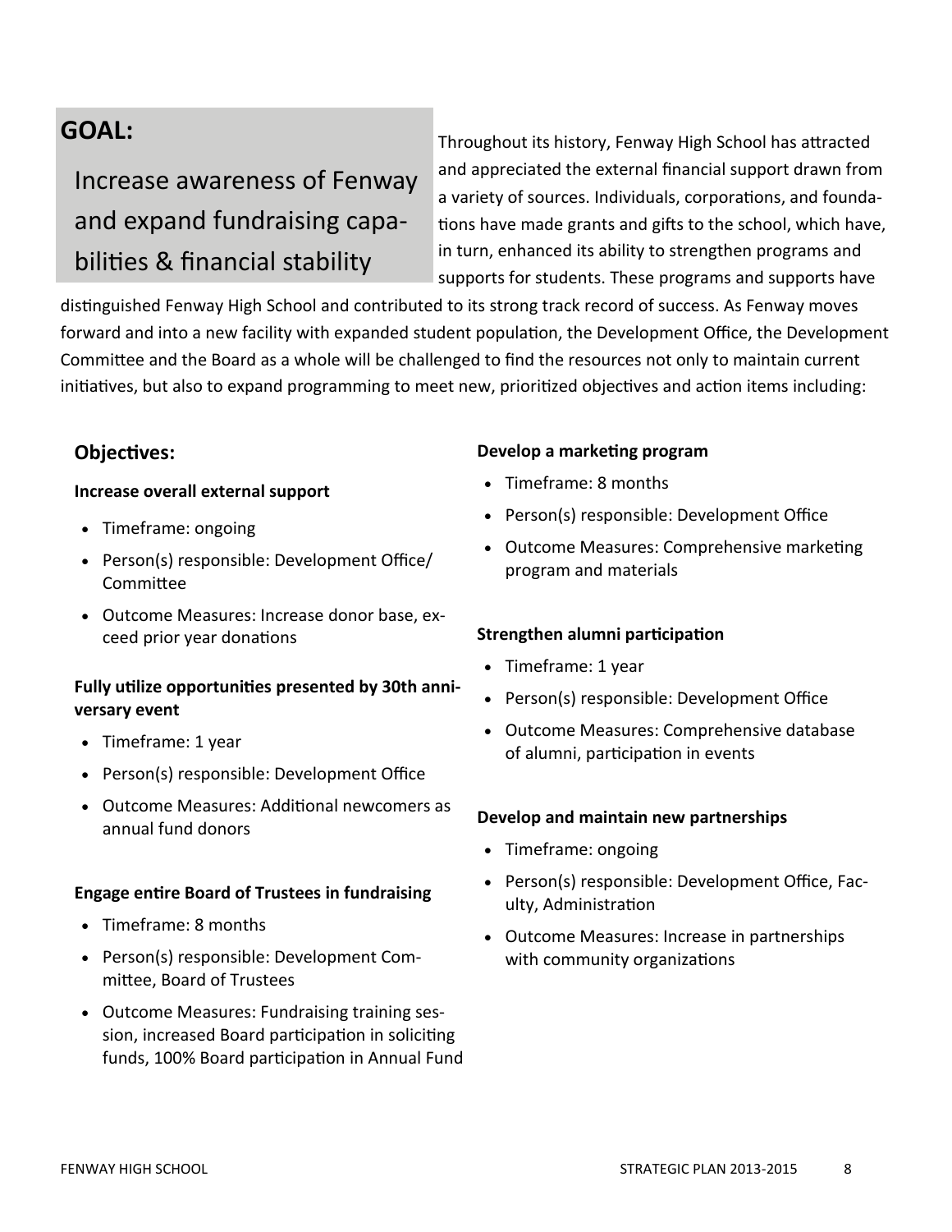## GOAL:

Increase awareness of Fenway and expand fundraising capabilities & financial stability

Throughout its history, Fenway High School has attracted and appreciated the external financial support drawn from a variety of sources. Individuals, corporations, and foundations have made grants and gifts to the school, which have, in turn, enhanced its ability to strengthen programs and supports for students. These programs and supports have distinguished Fenway High School and contributed to its strong track record of success. As Fenway moves forward and into a new facility with expanded student population, the Development Office, the Development Committee and the Board as a whole will be challenged to find the resources not only to maintain current initiatives, but also to expand programming to meet new, prioritized objectives and action items including:

### Objectives:

**Increase overall external support**

- Timeframe: ongoing
- Person(s) responsible: Development Office/ Committee
- Outcome Measures: Increase donor base, exceed prior year donations

**Fully utilize opportunities presented by 30th anniversary event**

- Timeframe: 1 year
- Person(s) responsible: Development Office
- Outcome Measures: Additional newcomers as annual fund donors

**Engage entire Board of Trustees in fundraising**

- Timeframe: 8 months
- Person(s) responsible: Development Committee, Board of Trustees
- Outcome Measures: Fundraising training session, increased Board participation in soliciting funds, 100% Board participation in Annual Fund

**Develop a marketing program**

- Timeframe: 8 months
- Person(s) responsible: Development Office
- Outcome Measures: Comprehensive marketing program and materials

**Strengthen alumni participation**

- Timeframe: 1 year
- Person(s) responsible: Development Office
- Outcome Measures: Comprehensive database of alumni, participation in events

**Develop and maintain new partnerships**

- Timeframe: ongoing
- Person(s) responsible: Development Office, Faculty, Administration
- Outcome Measures: Increase in partnerships with community organizations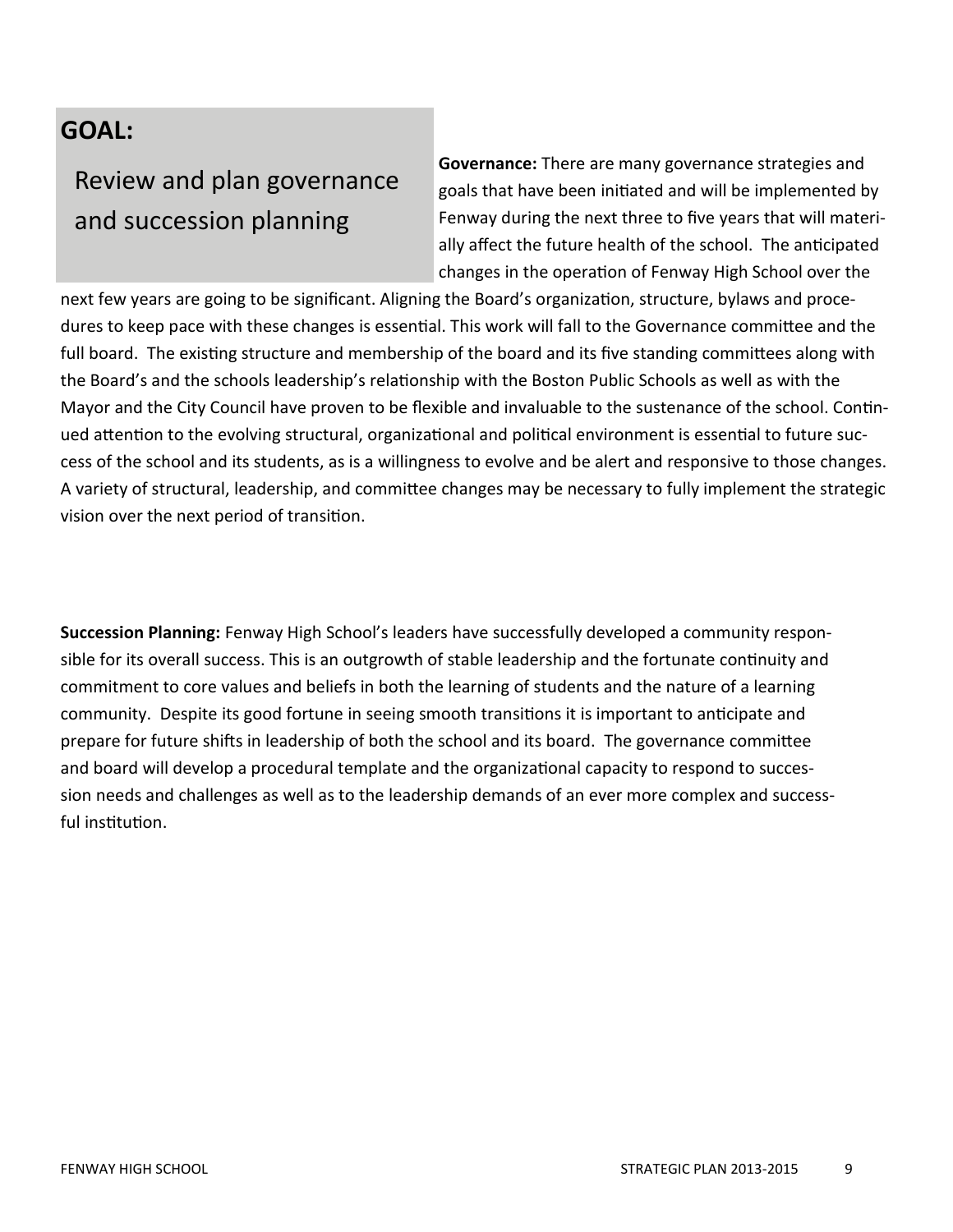## GOAL:

Review and plan governance and succession planning

**Governance:** There are many governance strategies and goals that have been initiated and will be implemented by Fenway during the next three to five years that will materially affect the future health of the school. The anticipated changes in the operation of Fenway High School over the next few years are going to be significant. Aligning the Board's organization, structure, bylaws and procedures to keep pace with these changes is essential. This work will fall to the Governance committee and the full board. The existing structure and membership of the board and its five standing committees along with the Board's and the schools leadership's relationship with the Boston Public Schools as well as with the Mayor and the City Council have proven to be flexible and invaluable to the sustenance of the school. Continued attention to the evolving structural, organizational and political environment is essential to future success of the school and its students, as is a willingness to evolve and be alert and responsive to those changes. A variety of structural, leadership, and committee changes may be necessary to fully implement the strategic vision over the next period of transition.

**Succession Planning:** Fenway High School's leaders have successfully developed a community responsible for its overall success. This is an outgrowth of stable leadership and the fortunate continuity and commitment to core values and beliefs in both the learning of students and the nature of a learning community. Despite its good fortune in seeing smooth transitions it is important to anticipate and prepare for future shifts in leadership of both the school and its board. The governance committee and board will develop a procedural template and the organizational capacity to respond to succession needs and challenges as well as to the leadership demands of an ever more complex and successful institution.